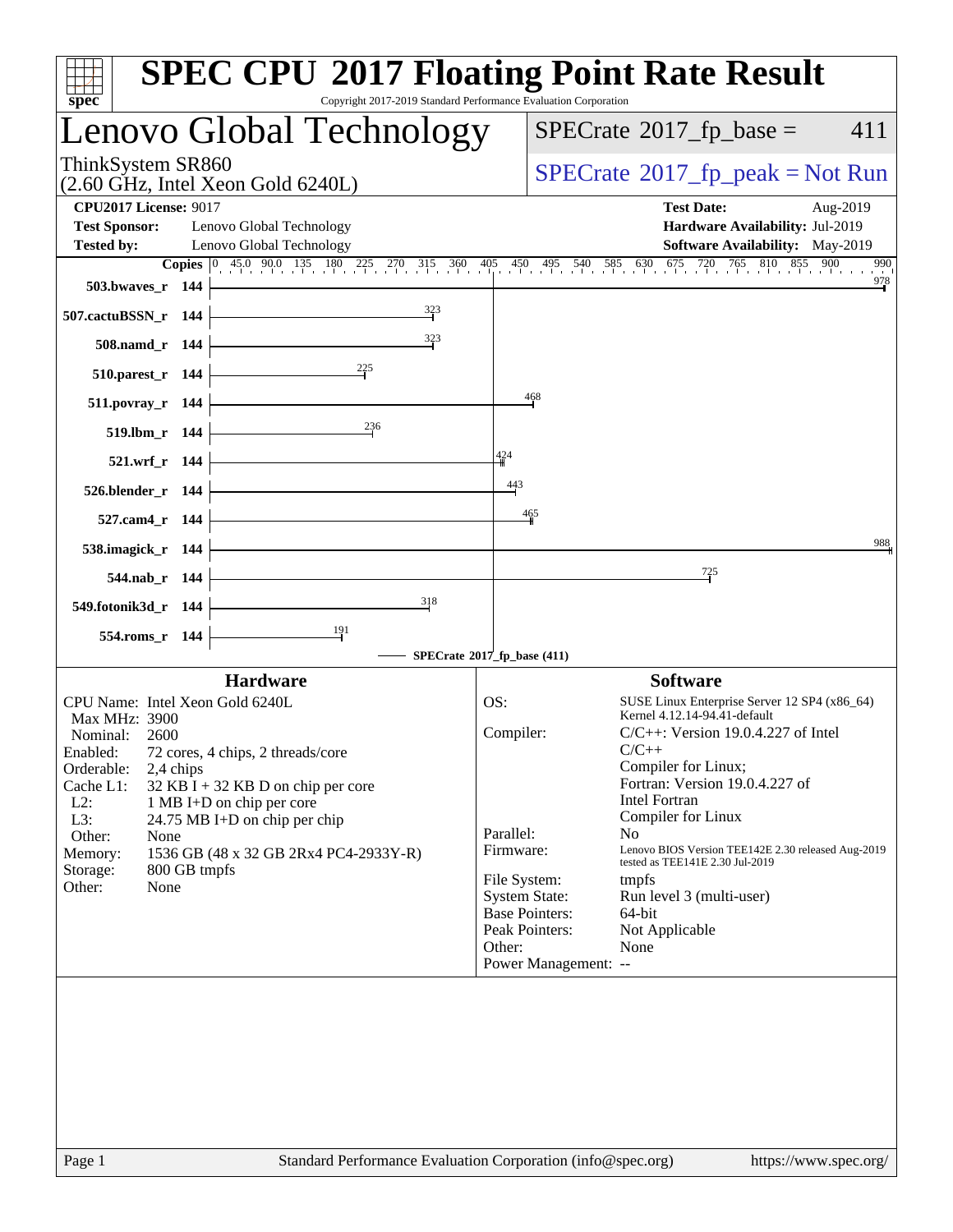# SPEC CPU 2017 Floating Point Rate Result

Copyright 2017-2019 Standard Performance Evaluation Corporation

## Lenovo Global Technology

ThinkSystem SR860
(2.60 GHz, Intel Xeon Gold 6240L)

SPECrate 2017_fp_base = 411

SPECrate 2017_fp_peak = Not Run

**CPU2017 License:** 9017
**Test Sponsor:** Lenovo Global Technology
**Tested by:** Lenovo Global Technology

**Test Date:** Aug-2019
**Hardware Availability:** Jul-2019
**Software Availability:** May-2019

| Benchmark | Copies | SPECrate 2017_fp_base |
|---|---|---|
| 503.bwaves_r | 144 | 978 |
| 507.cactuBSSN_r | 144 | 323 |
| 508.namd_r | 144 | 323 |
| 510.parest_r | 144 | 225 |
| 511.povray_r | 144 | 468 |
| 519.lbm_r | 144 | 236 |
| 521.wrf_r | 144 | 424 |
| 526.blender_r | 144 | 443 |
| 527.cam4_r | 144 | 465 |
| 538.imagick_r | 144 | 988 |
| 544.nab_r | 144 | 725 |
| 549.fotonik3d_r | 144 | 318 |
| 554.roms_r | 144 | 191 |

SPECrate 2017_fp_base (411)

### Hardware

- CPU Name: Intel Xeon Gold 6240L
- Max MHz: 3900
- Nominal: 2600
- Enabled: 72 cores, 4 chips, 2 threads/core
- Orderable: 2,4 chips
- Cache L1: 32 KB I + 32 KB D on chip per core
- L2: 1 MB I+D on chip per core
- L3: 24.75 MB I+D on chip per chip
- Other: None
- Memory: 1536 GB (48 x 32 GB 2Rx4 PC4-2933Y-R)
- Storage: 800 GB tmpfs
- Other: None

### Software

- OS: SUSE Linux Enterprise Server 12 SP4 (x86_64) Kernel 4.12.14-94.41-default
- Compiler: C/C++: Version 19.0.4.227 of Intel C/C++ Compiler for Linux; Fortran: Version 19.0.4.227 of Intel Fortran Compiler for Linux
- Parallel: No
- Firmware: Lenovo BIOS Version TEE142E 2.30 released Aug-2019 tested as TEE141E 2.30 Jul-2019
- File System: tmpfs
- System State: Run level 3 (multi-user)
- Base Pointers: 64-bit
- Peak Pointers: Not Applicable
- Other: None
- Power Management: --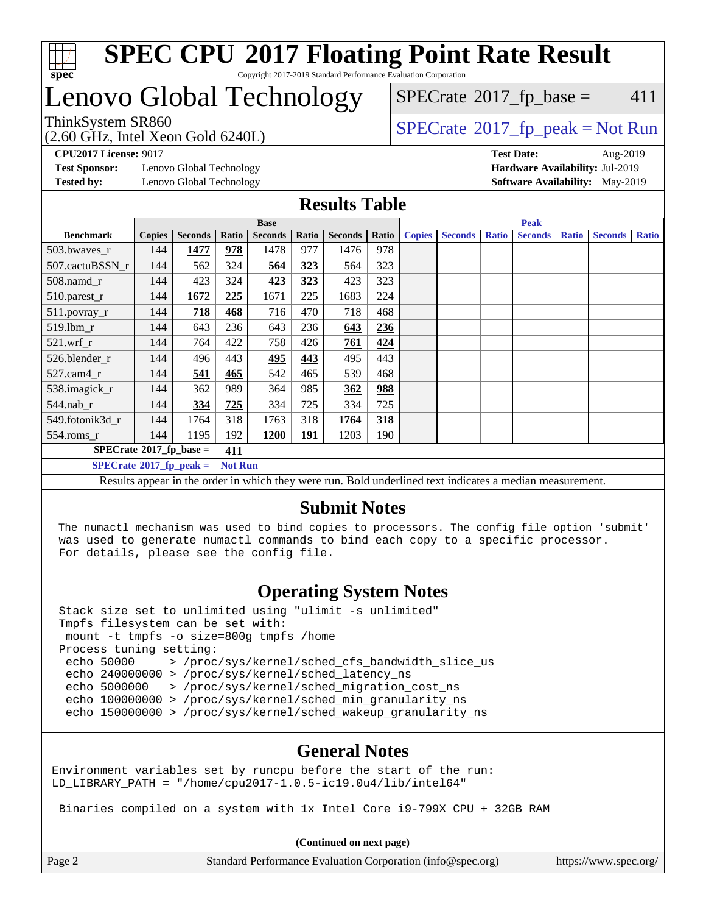# SPEC CPU 2017 Floating Point Rate Result

Copyright 2017-2019 Standard Performance Evaluation Corporation

## Lenovo Global Technology

ThinkSystem SR860
(2.60 GHz, Intel Xeon Gold 6240L)

SPECrate 2017_fp_base = 411

SPECrate 2017_fp_peak = Not Run

**CPU2017 License:** 9017
**Test Sponsor:** Lenovo Global Technology
**Tested by:** Lenovo Global Technology

**Test Date:** Aug-2019
**Hardware Availability:** Jul-2019
**Software Availability:** May-2019

## Results Table

| Benchmark | Base | | | | | | | Peak | | | | | | |
|---|---|---|---|---|---|---|---|---|---|---|---|---|---|---|
| | Copies | Seconds | Ratio | Seconds | Ratio | Seconds | Ratio | Copies | Seconds | Ratio | Seconds | Ratio | Seconds | Ratio |
| 503.bwaves_r | 144 | **1477** | **978** | 1478 | 977 | 1476 | 978 | | | | | | | |
| 507.cactuBSSN_r | 144 | 562 | 324 | **564** | **323** | 564 | 323 | | | | | | | |
| 508.namd_r | 144 | 423 | 324 | **423** | **323** | 423 | 323 | | | | | | | |
| 510.parest_r | 144 | **1672** | **225** | 1671 | 225 | 1683 | 224 | | | | | | | |
| 511.povray_r | 144 | **718** | **468** | 716 | 470 | 718 | 468 | | | | | | | |
| 519.lbm_r | 144 | 643 | 236 | 643 | 236 | **643** | **236** | | | | | | | |
| 521.wrf_r | 144 | 764 | 422 | 758 | 426 | **761** | **424** | | | | | | | |
| 526.blender_r | 144 | 496 | 443 | **495** | **443** | 495 | 443 | | | | | | | |
| 527.cam4_r | 144 | **541** | **465** | 542 | 465 | 539 | 468 | | | | | | | |
| 538.imagick_r | 144 | 362 | 989 | 364 | 985 | **362** | **988** | | | | | | | |
| 544.nab_r | 144 | **334** | **725** | 334 | 725 | 334 | 725 | | | | | | | |
| 549.fotonik3d_r | 144 | 1764 | 318 | 1763 | 318 | **1764** | **318** | | | | | | | |
| 554.roms_r | 144 | 1195 | 192 | **1200** | **191** | 1203 | 190 | | | | | | | |

**SPECrate 2017_fp_base = 411**

**SPECrate 2017_fp_peak = Not Run**

Results appear in the order in which they were run. Bold underlined text indicates a median measurement.

## Submit Notes

```
The numactl mechanism was used to bind copies to processors. The config file option 'submit'
was used to generate numactl commands to bind each copy to a specific processor.
For details, please see the config file.
```

## Operating System Notes

```
Stack size set to unlimited using "ulimit -s unlimited"
Tmpfs filesystem can be set with:
 mount -t tmpfs -o size=800g tmpfs /home
Process tuning setting:
 echo 50000     > /proc/sys/kernel/sched_cfs_bandwidth_slice_us
 echo 240000000 > /proc/sys/kernel/sched_latency_ns
 echo 5000000   > /proc/sys/kernel/sched_migration_cost_ns
 echo 100000000 > /proc/sys/kernel/sched_min_granularity_ns
 echo 150000000 > /proc/sys/kernel/sched_wakeup_granularity_ns
```

## General Notes

```
Environment variables set by runcpu before the start of the run:
LD_LIBRARY_PATH = "/home/cpu2017-1.0.5-ic19.0u4/lib/intel64"

 Binaries compiled on a system with 1x Intel Core i9-799X CPU + 32GB RAM
```

**(Continued on next page)**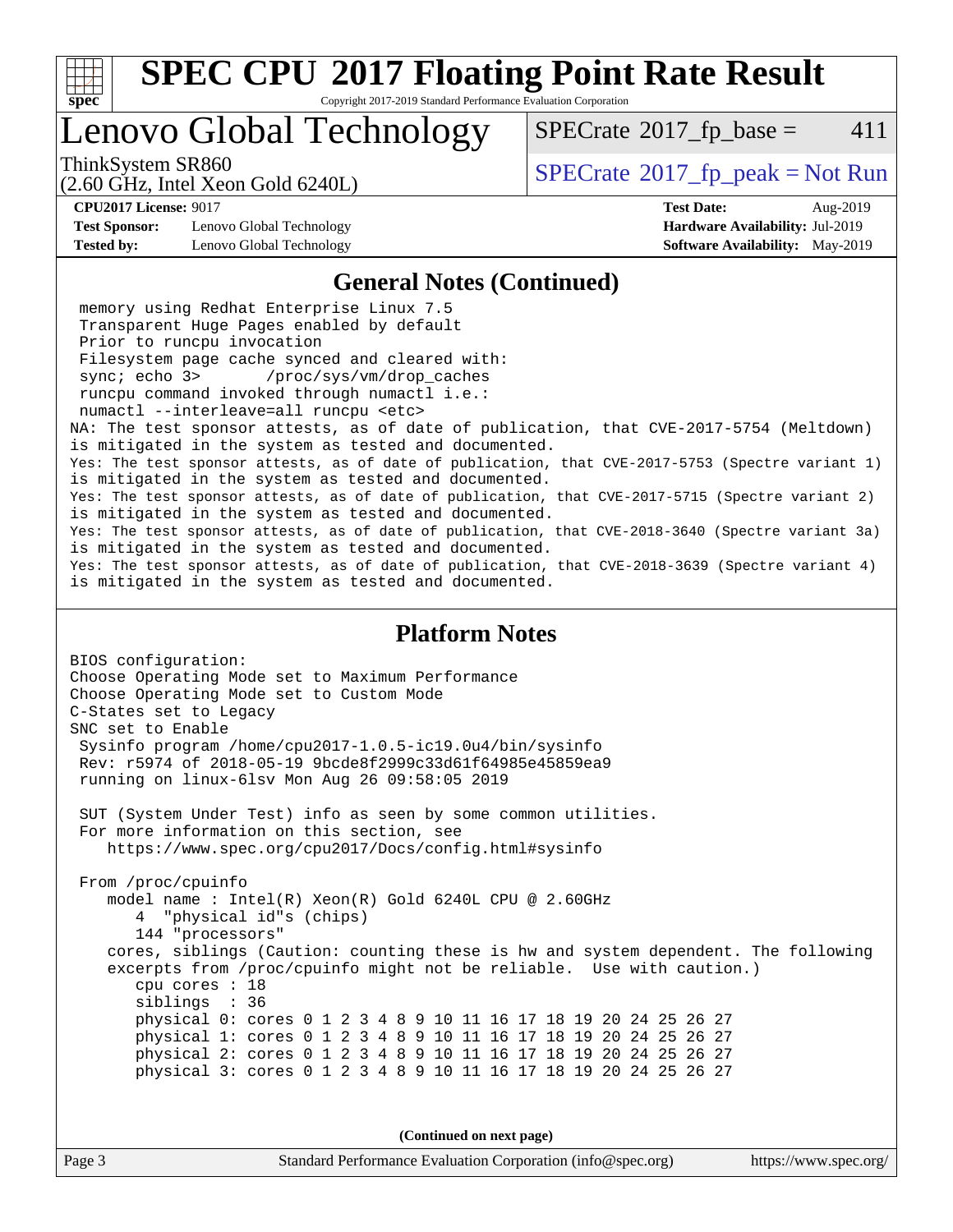# SPEC CPU 2017 Floating Point Rate Result

Copyright 2017-2019 Standard Performance Evaluation Corporation

# Lenovo Global Technology

ThinkSystem SR860
(2.60 GHz, Intel Xeon Gold 6240L)

SPECrate 2017_fp_base = 411

SPECrate 2017_fp_peak = Not Run

**CPU2017 License:** 9017
**Test Sponsor:** Lenovo Global Technology
**Tested by:** Lenovo Global Technology

**Test Date:** Aug-2019
**Hardware Availability:** Jul-2019
**Software Availability:** May-2019

## General Notes (Continued)

```
 memory using Redhat Enterprise Linux 7.5
 Transparent Huge Pages enabled by default
 Prior to runcpu invocation
 Filesystem page cache synced and cleared with:
 sync; echo 3>       /proc/sys/vm/drop_caches
 runcpu command invoked through numactl i.e.:
 numactl --interleave=all runcpu <etc>
NA: The test sponsor attests, as of date of publication, that CVE-2017-5754 (Meltdown)
is mitigated in the system as tested and documented.
Yes: The test sponsor attests, as of date of publication, that CVE-2017-5753 (Spectre variant 1)
is mitigated in the system as tested and documented.
Yes: The test sponsor attests, as of date of publication, that CVE-2017-5715 (Spectre variant 2)
is mitigated in the system as tested and documented.
Yes: The test sponsor attests, as of date of publication, that CVE-2018-3640 (Spectre variant 3a)
is mitigated in the system as tested and documented.
Yes: The test sponsor attests, as of date of publication, that CVE-2018-3639 (Spectre variant 4)
is mitigated in the system as tested and documented.
```

## Platform Notes

```
BIOS configuration:
Choose Operating Mode set to Maximum Performance
Choose Operating Mode set to Custom Mode
C-States set to Legacy
SNC set to Enable
 Sysinfo program /home/cpu2017-1.0.5-ic19.0u4/bin/sysinfo
 Rev: r5974 of 2018-05-19 9bcde8f2999c33d61f64985e45859ea9
 running on linux-6lsv Mon Aug 26 09:58:05 2019

 SUT (System Under Test) info as seen by some common utilities.
 For more information on this section, see
    https://www.spec.org/cpu2017/Docs/config.html#sysinfo

 From /proc/cpuinfo
    model name : Intel(R) Xeon(R) Gold 6240L CPU @ 2.60GHz
       4  "physical id"s (chips)
       144 "processors"
    cores, siblings (Caution: counting these is hw and system dependent. The following
    excerpts from /proc/cpuinfo might not be reliable.  Use with caution.)
       cpu cores : 18
       siblings  : 36
       physical 0: cores 0 1 2 3 4 8 9 10 11 16 17 18 19 20 24 25 26 27
       physical 1: cores 0 1 2 3 4 8 9 10 11 16 17 18 19 20 24 25 26 27
       physical 2: cores 0 1 2 3 4 8 9 10 11 16 17 18 19 20 24 25 26 27
       physical 3: cores 0 1 2 3 4 8 9 10 11 16 17 18 19 20 24 25 26 27
```

**(Continued on next page)**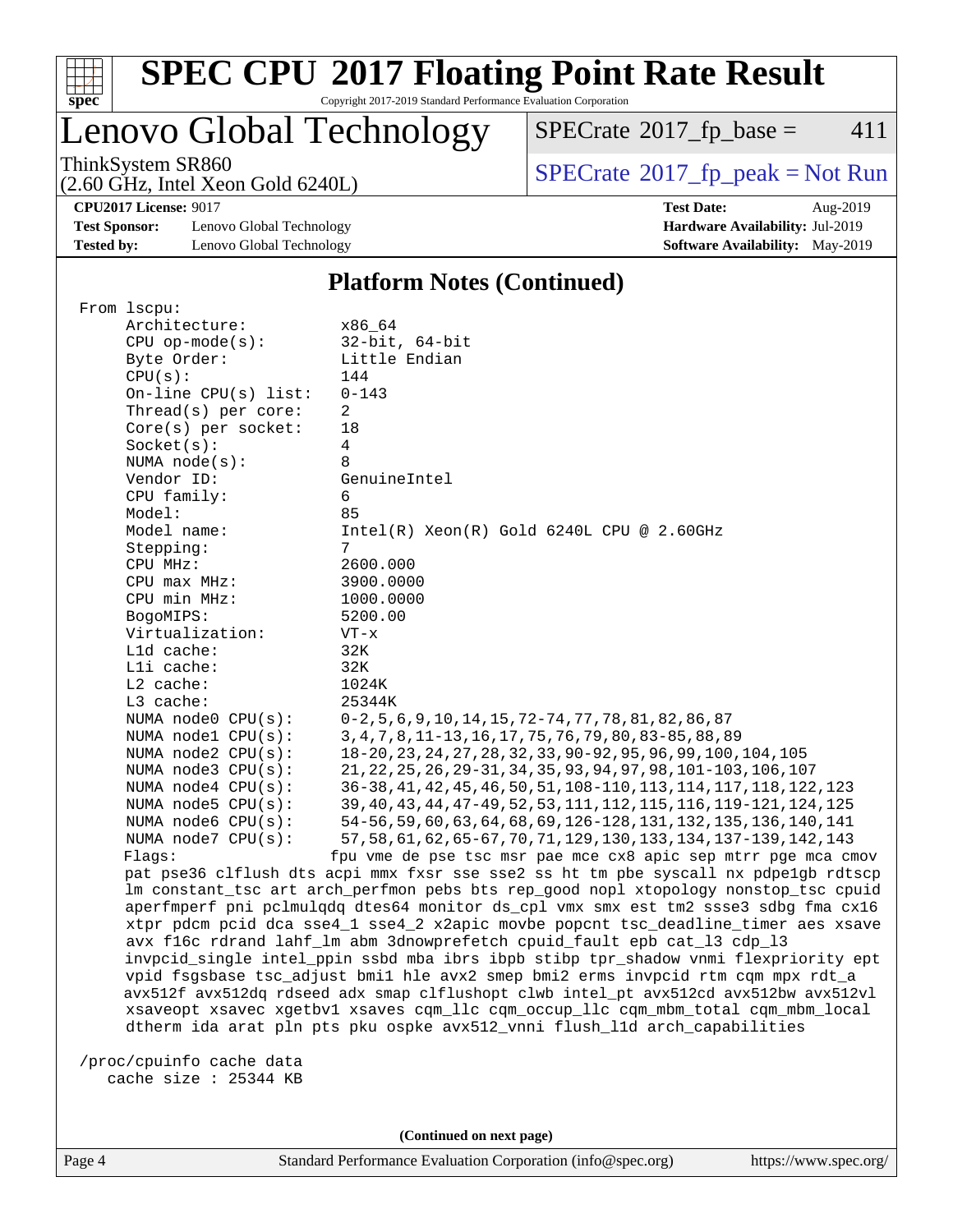# SPEC CPU 2017 Floating Point Rate Result

Copyright 2017-2019 Standard Performance Evaluation Corporation

## Lenovo Global Technology

ThinkSystem SR860
(2.60 GHz, Intel Xeon Gold 6240L)

SPECrate 2017_fp_base = 411

SPECrate 2017_fp_peak = Not Run

**CPU2017 License:** 9017
**Test Sponsor:** Lenovo Global Technology
**Tested by:** Lenovo Global Technology

**Test Date:** Aug-2019
**Hardware Availability:** Jul-2019
**Software Availability:** May-2019

### Platform Notes (Continued)

```
 From lscpu:
      Architecture:          x86_64
      CPU op-mode(s):        32-bit, 64-bit
      Byte Order:            Little Endian
      CPU(s):                144
      On-line CPU(s) list:   0-143
      Thread(s) per core:    2
      Core(s) per socket:    18
      Socket(s):             4
      NUMA node(s):          8
      Vendor ID:             GenuineIntel
      CPU family:            6
      Model:                 85
      Model name:            Intel(R) Xeon(R) Gold 6240L CPU @ 2.60GHz
      Stepping:              7
      CPU MHz:               2600.000
      CPU max MHz:           3900.0000
      CPU min MHz:           1000.0000
      BogoMIPS:              5200.00
      Virtualization:        VT-x
      L1d cache:             32K
      L1i cache:             32K
      L2 cache:              1024K
      L3 cache:              25344K
      NUMA node0 CPU(s):     0-2,5,6,9,10,14,15,72-74,77,78,81,82,86,87
      NUMA node1 CPU(s):     3,4,7,8,11-13,16,17,75,76,79,80,83-85,88,89
      NUMA node2 CPU(s):     18-20,23,24,27,28,32,33,90-92,95,96,99,100,104,105
      NUMA node3 CPU(s):     21,22,25,26,29-31,34,35,93,94,97,98,101-103,106,107
      NUMA node4 CPU(s):     36-38,41,42,45,46,50,51,108-110,113,114,117,118,122,123
      NUMA node5 CPU(s):     39,40,43,44,47-49,52,53,111,112,115,116,119-121,124,125
      NUMA node6 CPU(s):     54-56,59,60,63,64,68,69,126-128,131,132,135,136,140,141
      NUMA node7 CPU(s):     57,58,61,62,65-67,70,71,129,130,133,134,137-139,142,143
      Flags:                 fpu vme de pse tsc msr pae mce cx8 apic sep mtrr pge mca cmov
      pat pse36 clflush dts acpi mmx fxsr sse sse2 ss ht tm pbe syscall nx pdpe1gb rdtscp
      lm constant_tsc art arch_perfmon pebs bts rep_good nopl xtopology nonstop_tsc cpuid
      aperfmperf pni pclmulqdq dtes64 monitor ds_cpl vmx smx est tm2 ssse3 sdbg fma cx16
      xtpr pdcm pcid dca sse4_1 sse4_2 x2apic movbe popcnt tsc_deadline_timer aes xsave
      avx f16c rdrand lahf_lm abm 3dnowprefetch cpuid_fault epb cat_l3 cdp_l3
      invpcid_single intel_ppin ssbd mba ibrs ibpb stibp tpr_shadow vnmi flexpriority ept
      vpid fsgsbase tsc_adjust bmi1 hle avx2 smep bmi2 erms invpcid rtm cqm mpx rdt_a
      avx512f avx512dq rdseed adx smap clflushopt clwb intel_pt avx512cd avx512bw avx512vl
      xsaveopt xsavec xgetbv1 xsaves cqm_llc cqm_occup_llc cqm_mbm_total cqm_mbm_local
      dtherm ida arat pln pts pku ospke avx512_vnni flush_l1d arch_capabilities

 /proc/cpuinfo cache data
    cache size : 25344 KB
```

(Continued on next page)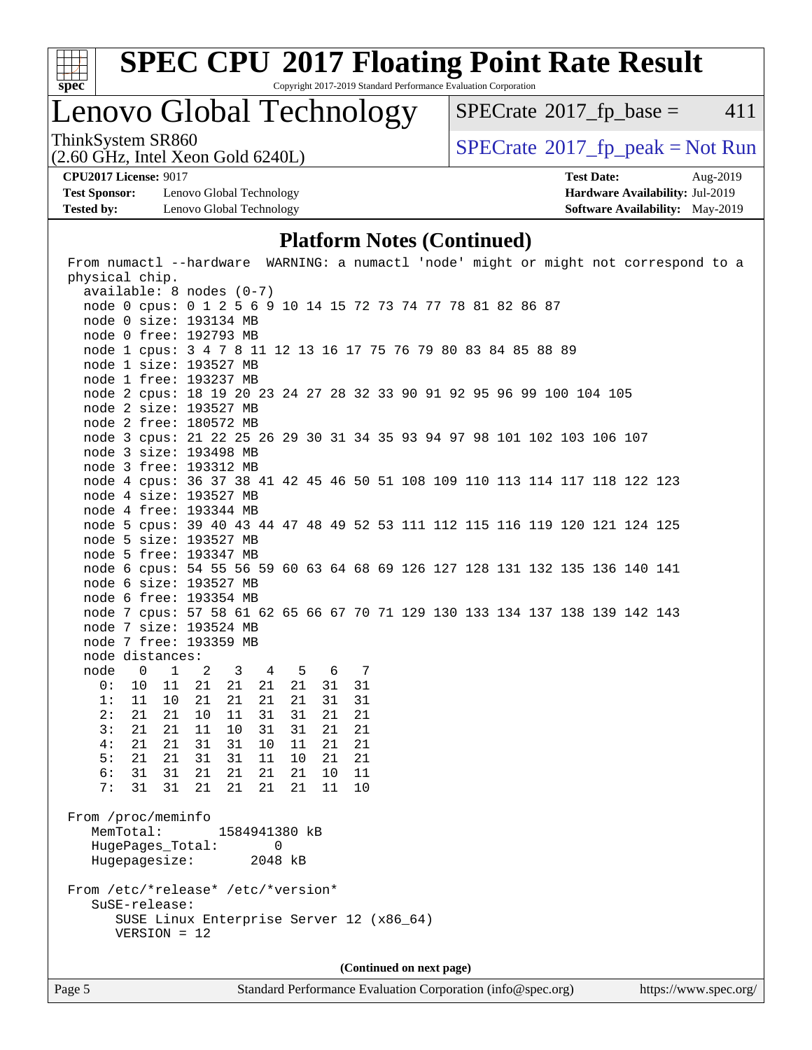# SPEC CPU 2017 Floating Point Rate Result

Copyright 2017-2019 Standard Performance Evaluation Corporation

## Lenovo Global Technology

ThinkSystem SR860
(2.60 GHz, Intel Xeon Gold 6240L)

SPECrate 2017_fp_base = 411

SPECrate 2017_fp_peak = Not Run

**CPU2017 License:** 9017
**Test Sponsor:** Lenovo Global Technology
**Tested by:** Lenovo Global Technology

**Test Date:** Aug-2019
**Hardware Availability:** Jul-2019
**Software Availability:** May-2019

### Platform Notes (Continued)

```
From numactl --hardware  WARNING: a numactl 'node' might or might not correspond to a
physical chip.
  available: 8 nodes (0-7)
  node 0 cpus: 0 1 2 5 6 9 10 14 15 72 73 74 77 78 81 82 86 87
  node 0 size: 193134 MB
  node 0 free: 192793 MB
  node 1 cpus: 3 4 7 8 11 12 13 16 17 75 76 79 80 83 84 85 88 89
  node 1 size: 193527 MB
  node 1 free: 193237 MB
  node 2 cpus: 18 19 20 23 24 27 28 32 33 90 91 92 95 96 99 100 104 105
  node 2 size: 193527 MB
  node 2 free: 180572 MB
  node 3 cpus: 21 22 25 26 29 30 31 34 35 93 94 97 98 101 102 103 106 107
  node 3 size: 193498 MB
  node 3 free: 193312 MB
  node 4 cpus: 36 37 38 41 42 45 46 50 51 108 109 110 113 114 117 118 122 123
  node 4 size: 193527 MB
  node 4 free: 193344 MB
  node 5 cpus: 39 40 43 44 47 48 49 52 53 111 112 115 116 119 120 121 124 125
  node 5 size: 193527 MB
  node 5 free: 193347 MB
  node 6 cpus: 54 55 56 59 60 63 64 68 69 126 127 128 131 132 135 136 140 141
  node 6 size: 193527 MB
  node 6 free: 193354 MB
  node 7 cpus: 57 58 61 62 65 66 67 70 71 129 130 133 134 137 138 139 142 143
  node 7 size: 193524 MB
  node 7 free: 193359 MB
  node distances:
  node   0   1   2   3   4   5   6   7
    0:  10  11  21  21  21  21  31  31
    1:  11  10  21  21  21  21  31  31
    2:  21  21  10  11  31  31  21  21
    3:  21  21  11  10  31  31  21  21
    4:  21  21  31  31  10  11  21  21
    5:  21  21  31  31  11  10  21  21
    6:  31  31  21  21  21  21  10  11
    7:  31  31  21  21  21  21  11  10

From /proc/meminfo
   MemTotal:       1584941380 kB
   HugePages_Total:       0
   Hugepagesize:       2048 kB

From /etc/*release* /etc/*version*
   SuSE-release:
      SUSE Linux Enterprise Server 12 (x86_64)
      VERSION = 12
```

(Continued on next page)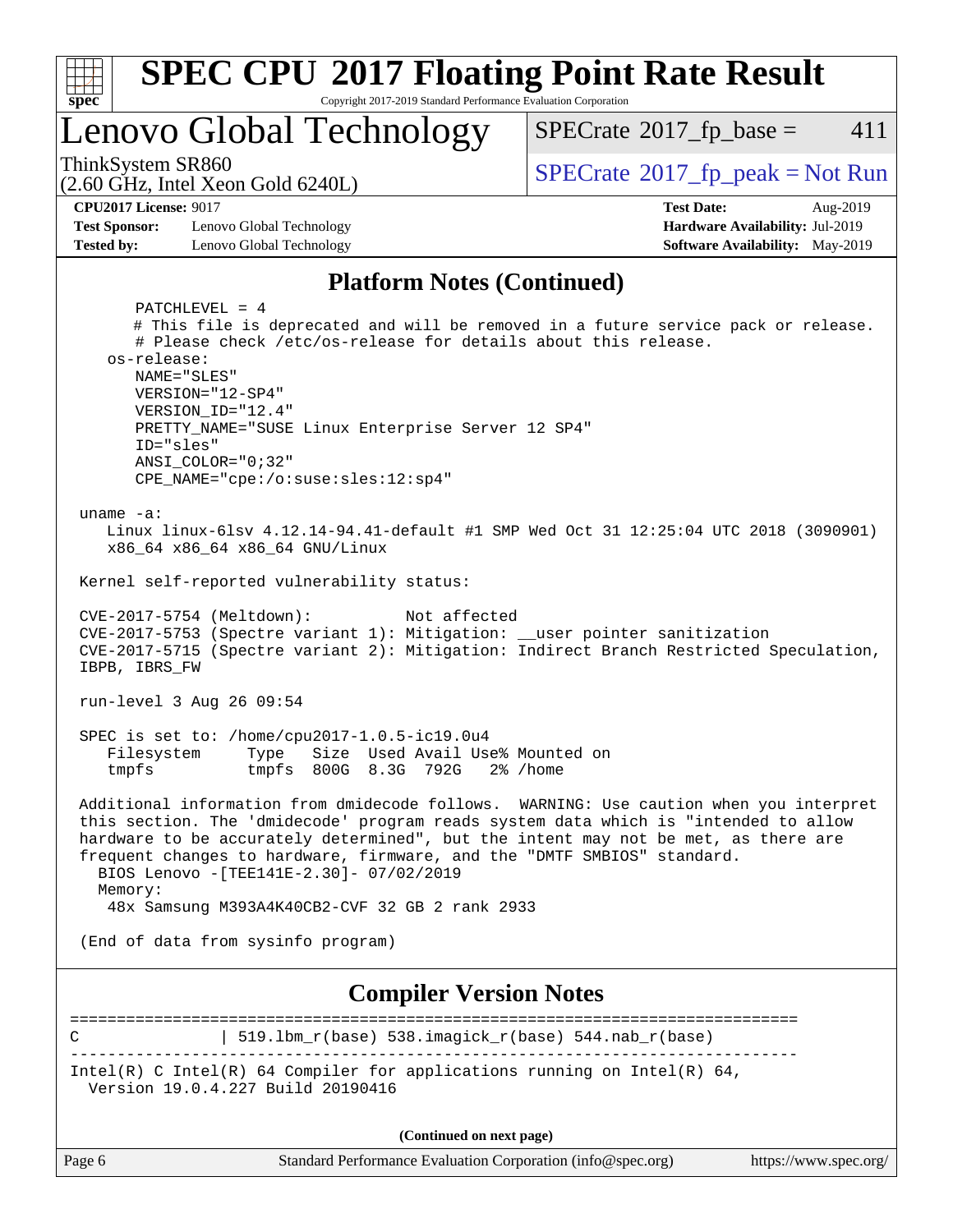## Platform Notes (Continued)

```
      PATCHLEVEL = 4
      # This file is deprecated and will be removed in a future service pack or release.
      # Please check /etc/os-release for details about this release.
   os-release:
      NAME="SLES"
      VERSION="12-SP4"
      VERSION_ID="12.4"
      PRETTY_NAME="SUSE Linux Enterprise Server 12 SP4"
      ID="sles"
      ANSI_COLOR="0;32"
      CPE_NAME="cpe:/o:suse:sles:12:sp4"

 uname -a:
    Linux linux-6lsv 4.12.14-94.41-default #1 SMP Wed Oct 31 12:25:04 UTC 2018 (3090901)
    x86_64 x86_64 x86_64 GNU/Linux

 Kernel self-reported vulnerability status:

 CVE-2017-5754 (Meltdown):          Not affected
 CVE-2017-5753 (Spectre variant 1): Mitigation: __user pointer sanitization
 CVE-2017-5715 (Spectre variant 2): Mitigation: Indirect Branch Restricted Speculation,
 IBPB, IBRS_FW

 run-level 3 Aug 26 09:54

 SPEC is set to: /home/cpu2017-1.0.5-ic19.0u4
    Filesystem     Type   Size  Used Avail Use% Mounted on
    tmpfs          tmpfs  800G  8.3G  792G   2% /home

 Additional information from dmidecode follows.  WARNING: Use caution when you interpret
 this section. The 'dmidecode' program reads system data which is "intended to allow
 hardware to be accurately determined", but the intent may not be met, as there are
 frequent changes to hardware, firmware, and the "DMTF SMBIOS" standard.
   BIOS Lenovo -[TEE141E-2.30]- 07/02/2019
   Memory:
    48x Samsung M393A4K40CB2-CVF 32 GB 2 rank 2933

 (End of data from sysinfo program)
```

## Compiler Version Notes

```
==============================================================================
C              | 519.lbm_r(base) 538.imagick_r(base) 544.nab_r(base)
------------------------------------------------------------------------------
Intel(R) C Intel(R) 64 Compiler for applications running on Intel(R) 64,
  Version 19.0.4.227 Build 20190416
```

**(Continued on next page)**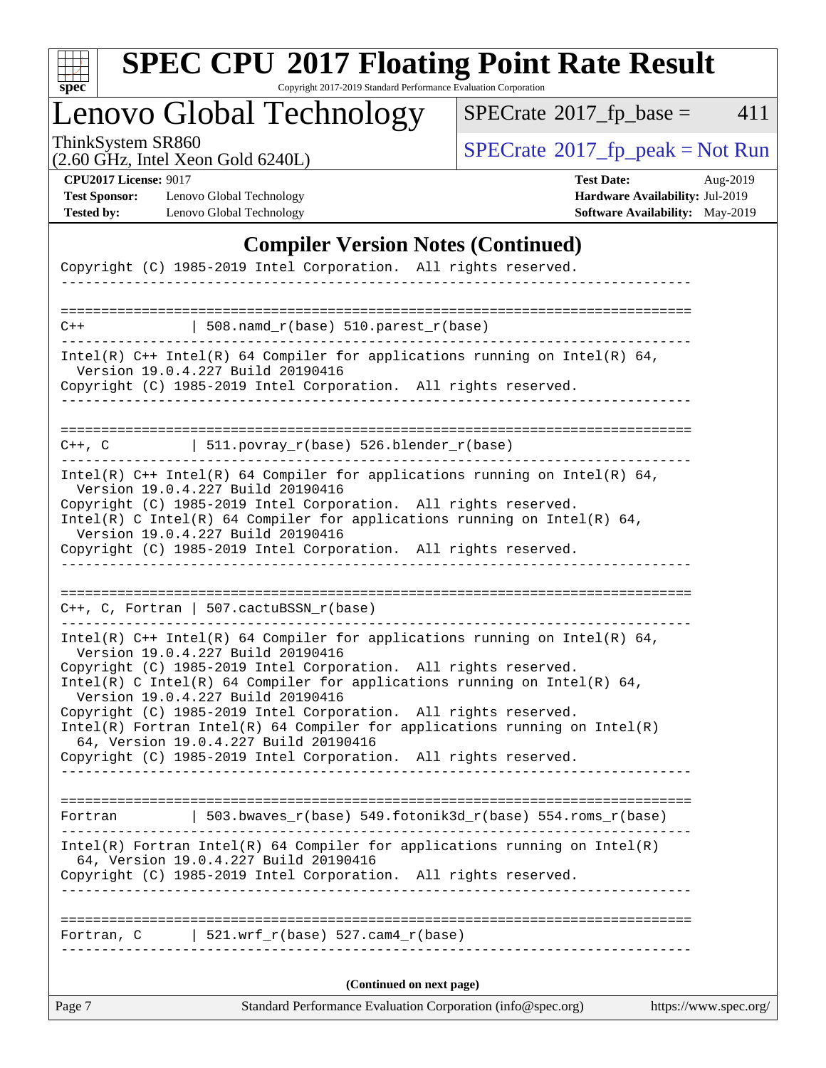## Compiler Version Notes (Continued)

```
Copyright (C) 1985-2019 Intel Corporation.  All rights reserved.
------------------------------------------------------------------------------

==============================================================================
C++             | 508.namd_r(base) 510.parest_r(base)
------------------------------------------------------------------------------
Intel(R) C++ Intel(R) 64 Compiler for applications running on Intel(R) 64,
  Version 19.0.4.227 Build 20190416
Copyright (C) 1985-2019 Intel Corporation.  All rights reserved.
------------------------------------------------------------------------------

==============================================================================
C++, C          | 511.povray_r(base) 526.blender_r(base)
------------------------------------------------------------------------------
Intel(R) C++ Intel(R) 64 Compiler for applications running on Intel(R) 64,
  Version 19.0.4.227 Build 20190416
Copyright (C) 1985-2019 Intel Corporation.  All rights reserved.
Intel(R) C Intel(R) 64 Compiler for applications running on Intel(R) 64,
  Version 19.0.4.227 Build 20190416
Copyright (C) 1985-2019 Intel Corporation.  All rights reserved.
------------------------------------------------------------------------------

==============================================================================
C++, C, Fortran | 507.cactuBSSN_r(base)
------------------------------------------------------------------------------
Intel(R) C++ Intel(R) 64 Compiler for applications running on Intel(R) 64,
  Version 19.0.4.227 Build 20190416
Copyright (C) 1985-2019 Intel Corporation.  All rights reserved.
Intel(R) C Intel(R) 64 Compiler for applications running on Intel(R) 64,
  Version 19.0.4.227 Build 20190416
Copyright (C) 1985-2019 Intel Corporation.  All rights reserved.
Intel(R) Fortran Intel(R) 64 Compiler for applications running on Intel(R)
  64, Version 19.0.4.227 Build 20190416
Copyright (C) 1985-2019 Intel Corporation.  All rights reserved.
------------------------------------------------------------------------------

==============================================================================
Fortran         | 503.bwaves_r(base) 549.fotonik3d_r(base) 554.roms_r(base)
------------------------------------------------------------------------------
Intel(R) Fortran Intel(R) 64 Compiler for applications running on Intel(R)
  64, Version 19.0.4.227 Build 20190416
Copyright (C) 1985-2019 Intel Corporation.  All rights reserved.
------------------------------------------------------------------------------

==============================================================================
Fortran, C      | 521.wrf_r(base) 527.cam4_r(base)
------------------------------------------------------------------------------
```

**(Continued on next page)**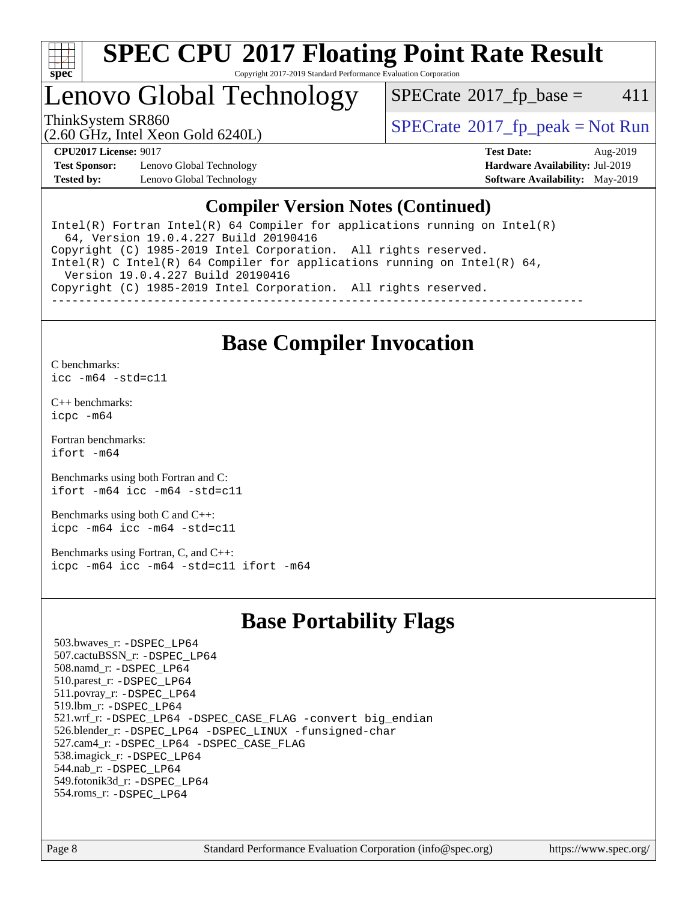# SPEC CPU 2017 Floating Point Rate Result

Copyright 2017-2019 Standard Performance Evaluation Corporation

## Lenovo Global Technology

ThinkSystem SR860
(2.60 GHz, Intel Xeon Gold 6240L)

SPECrate 2017_fp_base = 411

SPECrate 2017_fp_peak = Not Run

**CPU2017 License:** 9017
**Test Sponsor:** Lenovo Global Technology
**Tested by:** Lenovo Global Technology

**Test Date:** Aug-2019
**Hardware Availability:** Jul-2019
**Software Availability:** May-2019

### Compiler Version Notes (Continued)

```
Intel(R) Fortran Intel(R) 64 Compiler for applications running on Intel(R)
  64, Version 19.0.4.227 Build 20190416
Copyright (C) 1985-2019 Intel Corporation.  All rights reserved.
Intel(R) C Intel(R) 64 Compiler for applications running on Intel(R) 64,
  Version 19.0.4.227 Build 20190416
Copyright (C) 1985-2019 Intel Corporation.  All rights reserved.
------------------------------------------------------------------------------
```

## Base Compiler Invocation

C benchmarks:
`icc -m64 -std=c11`

C++ benchmarks:
`icpc -m64`

Fortran benchmarks:
`ifort -m64`

Benchmarks using both Fortran and C:
`ifort -m64 icc -m64 -std=c11`

Benchmarks using both C and C++:
`icpc -m64 icc -m64 -std=c11`

Benchmarks using Fortran, C, and C++:
`icpc -m64 icc -m64 -std=c11 ifort -m64`

## Base Portability Flags

503.bwaves_r: `-DSPEC_LP64`
507.cactuBSSN_r: `-DSPEC_LP64`
508.namd_r: `-DSPEC_LP64`
510.parest_r: `-DSPEC_LP64`
511.povray_r: `-DSPEC_LP64`
519.lbm_r: `-DSPEC_LP64`
521.wrf_r: `-DSPEC_LP64 -DSPEC_CASE_FLAG -convert big_endian`
526.blender_r: `-DSPEC_LP64 -DSPEC_LINUX -funsigned-char`
527.cam4_r: `-DSPEC_LP64 -DSPEC_CASE_FLAG`
538.imagick_r: `-DSPEC_LP64`
544.nab_r: `-DSPEC_LP64`
549.fotonik3d_r: `-DSPEC_LP64`
554.roms_r: `-DSPEC_LP64`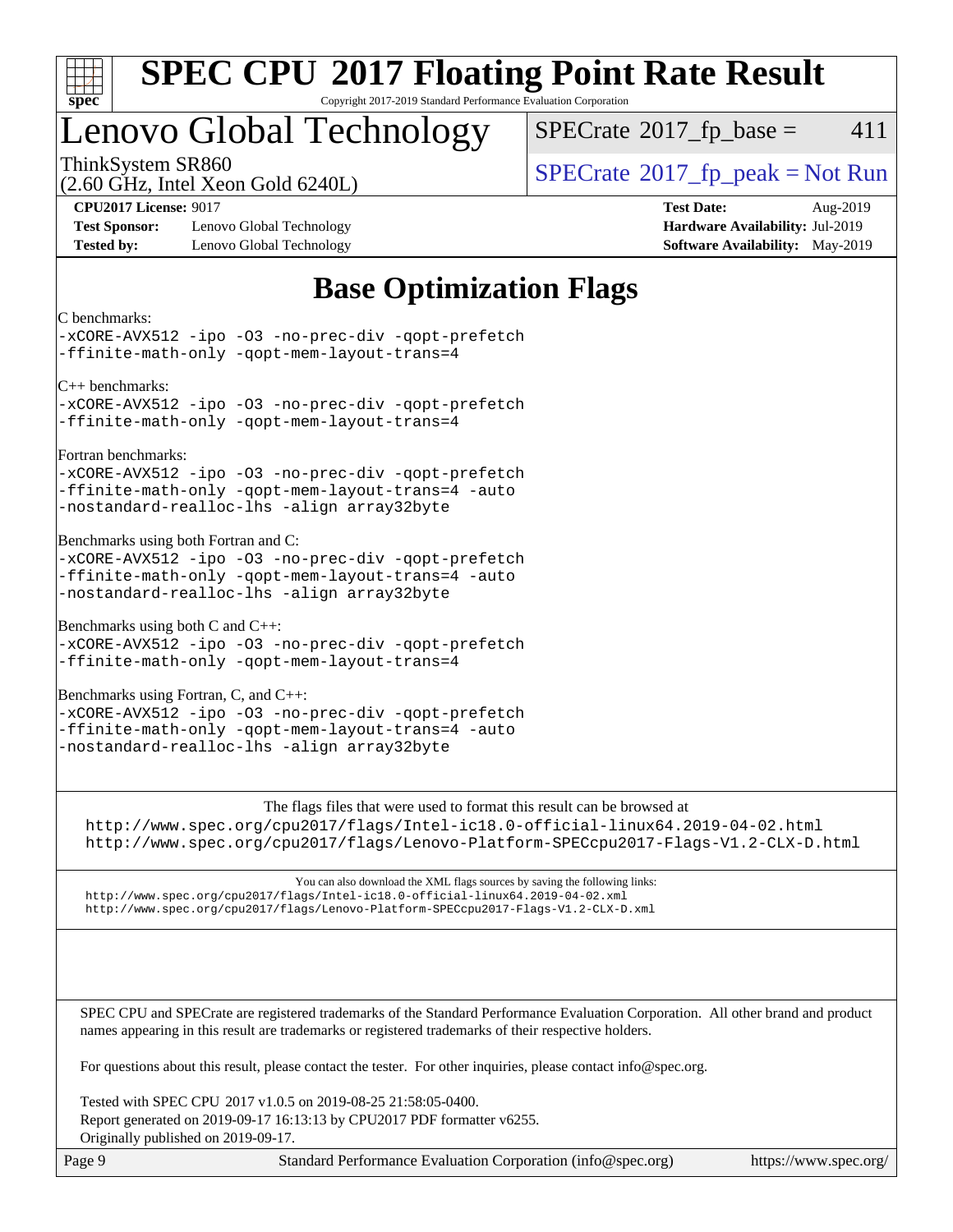# SPEC CPU 2017 Floating Point Rate Result

Copyright 2017-2019 Standard Performance Evaluation Corporation

## Lenovo Global Technology

ThinkSystem SR860
(2.60 GHz, Intel Xeon Gold 6240L)

SPECrate 2017_fp_base = 411

SPECrate 2017_fp_peak = Not Run

**CPU2017 License:** 9017
**Test Sponsor:** Lenovo Global Technology
**Tested by:** Lenovo Global Technology

**Test Date:** Aug-2019
**Hardware Availability:** Jul-2019
**Software Availability:** May-2019

## Base Optimization Flags

C benchmarks:
```
-xCORE-AVX512 -ipo -O3 -no-prec-div -qopt-prefetch
-ffinite-math-only -qopt-mem-layout-trans=4
```

C++ benchmarks:
```
-xCORE-AVX512 -ipo -O3 -no-prec-div -qopt-prefetch
-ffinite-math-only -qopt-mem-layout-trans=4
```

Fortran benchmarks:
```
-xCORE-AVX512 -ipo -O3 -no-prec-div -qopt-prefetch
-ffinite-math-only -qopt-mem-layout-trans=4 -auto
-nostandard-realloc-lhs -align array32byte
```

Benchmarks using both Fortran and C:
```
-xCORE-AVX512 -ipo -O3 -no-prec-div -qopt-prefetch
-ffinite-math-only -qopt-mem-layout-trans=4 -auto
-nostandard-realloc-lhs -align array32byte
```

Benchmarks using both C and C++:
```
-xCORE-AVX512 -ipo -O3 -no-prec-div -qopt-prefetch
-ffinite-math-only -qopt-mem-layout-trans=4
```

Benchmarks using Fortran, C, and C++:
```
-xCORE-AVX512 -ipo -O3 -no-prec-div -qopt-prefetch
-ffinite-math-only -qopt-mem-layout-trans=4 -auto
-nostandard-realloc-lhs -align array32byte
```

The flags files that were used to format this result can be browsed at
http://www.spec.org/cpu2017/flags/Intel-ic18.0-official-linux64.2019-04-02.html
http://www.spec.org/cpu2017/flags/Lenovo-Platform-SPECcpu2017-Flags-V1.2-CLX-D.html

You can also download the XML flags sources by saving the following links:
http://www.spec.org/cpu2017/flags/Intel-ic18.0-official-linux64.2019-04-02.xml
http://www.spec.org/cpu2017/flags/Lenovo-Platform-SPECcpu2017-Flags-V1.2-CLX-D.xml

SPEC CPU and SPECrate are registered trademarks of the Standard Performance Evaluation Corporation. All other brand and product names appearing in this result are trademarks or registered trademarks of their respective holders.

For questions about this result, please contact the tester. For other inquiries, please contact info@spec.org.

Tested with SPEC CPU 2017 v1.0.5 on 2019-08-25 21:58:05-0400.
Report generated on 2019-09-17 16:13:13 by CPU2017 PDF formatter v6255.
Originally published on 2019-09-17.